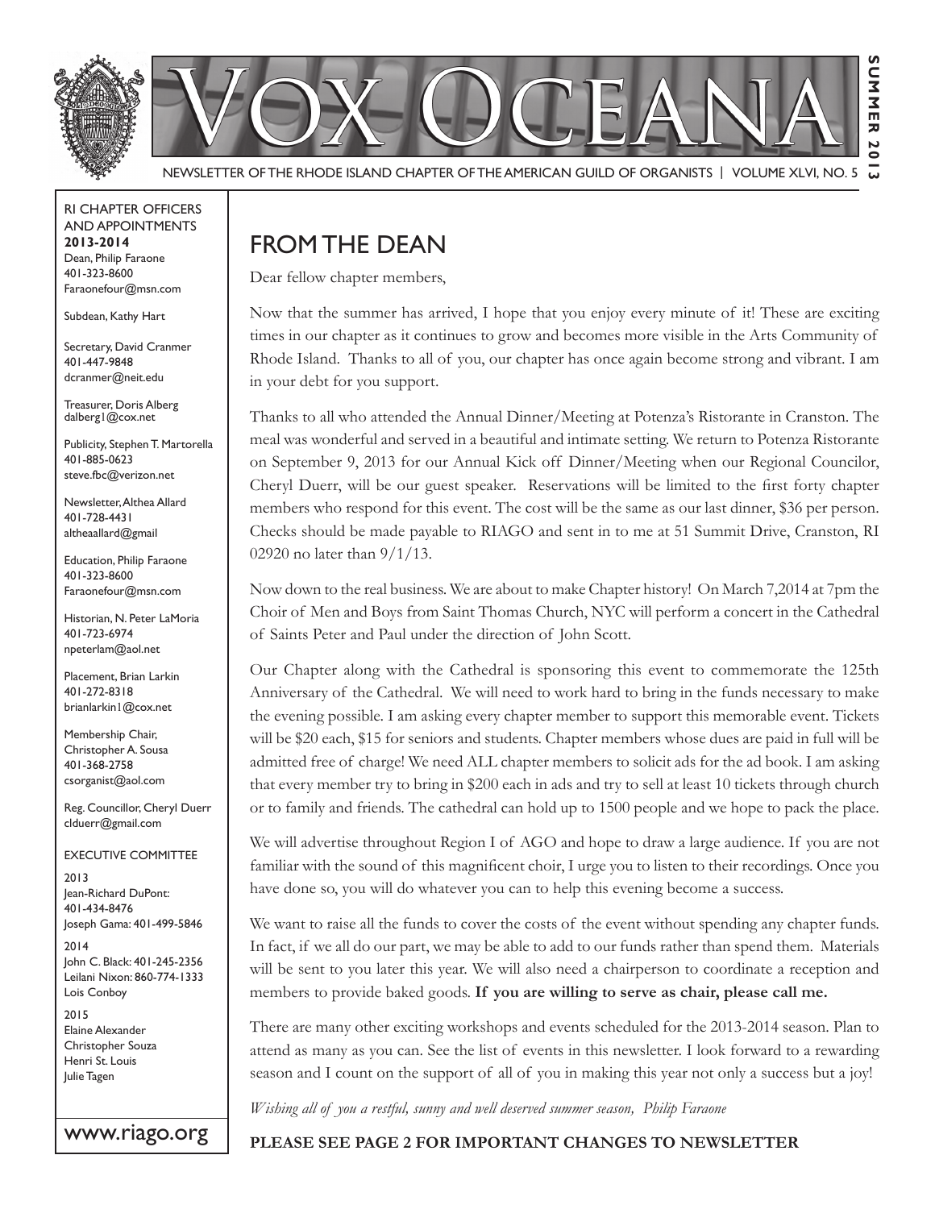# VOX OCEANA

NEWSLETTER OF THE RHODE ISLAND CHAPTER OF THE AMERICAN GUILD OF ORGANISTS | VOLUME XLVI, NO. 5

SUMMER 2013

## FROM THE DEAN

Dear fellow chapter members,

Now that the summer has arrived, I hope that you enjoy every minute of it! These are exciting times in our chapter as it continues to grow and becomes more visible in the Arts Community of Rhode Island. Thanks to all of you, our chapter has once again become strong and vibrant. I am in your debt for you support.

Thanks to all who attended the Annual Dinner/Meeting at Potenza's Ristorante in Cranston. The meal was wonderful and served in a beautiful and intimate setting. We return to Potenza Ristorante on September 9, 2013 for our Annual Kick off Dinner/Meeting when our Regional Councilor, Cheryl Duerr, will be our guest speaker. Reservations will be limited to the first forty chapter members who respond for this event. The cost will be the same as our last dinner, $36 per person. Checks should be made payable to RIAGO and sent in to me at 51 Summit Drive, Cranston, RI 02920 no later than 9/1/13.

Now down to the real business. We are about to make Chapter history! On March 7,2014 at 7pm the Choir of Men and Boys from Saint Thomas Church, NYC will perform a concert in the Cathedral of Saints Peter and Paul under the direction of John Scott.

Our Chapter along with the Cathedral is sponsoring this event to commemorate the 125th Anniversary of the Cathedral. We will need to work hard to bring in the funds necessary to make the evening possible. I am asking every chapter member to support this memorable event. Tickets will be $20 each, $15 for seniors and students. Chapter members whose dues are paid in full will be admitted free of charge! We need ALL chapter members to solicit ads for the ad book. I am asking that every member try to bring in $200 each in ads and try to sell at least 10 tickets through church or to family and friends. The cathedral can hold up to 1500 people and we hope to pack the place.

We will advertise throughout Region I of AGO and hope to draw a large audience. If you are not familiar with the sound of this magnificent choir, I urge you to listen to their recordings. Once you have done so, you will do whatever you can to help this evening become a success.

We want to raise all the funds to cover the costs of the event without spending any chapter funds. In fact, if we all do our part, we may be able to add to our funds rather than spend them. Materials will be sent to you later this year. We will also need a chairperson to coordinate a reception and members to provide baked goods. **If you are willing to serve as chair, please call me.**

There are many other exciting workshops and events scheduled for the 2013-2014 season. Plan to attend as many as you can. See the list of events in this newsletter. I look forward to a rewarding season and I count on the support of all of you in making this year not only a success but a joy!

*Wishing all of you a restful, sunny and well deserved summer season, Philip Faraone*

**PLEASE SEE PAGE 2 FOR IMPORTANT CHANGES TO NEWSLETTER**

---

RI CHAPTER OFFICERS AND APPOINTMENTS
**2013-2014**

Dean, Philip Faraone
401-323-8600
Faraonefour@msn.com

Subdean, Kathy Hart

Secretary, David Cranmer
401-447-9848
dcranmer@neit.edu

Treasurer, Doris Alberg
dalberg1@cox.net

Publicity, Stephen T. Martorella
401-885-0623
steve.fbc@verizon.net

Newsletter, Althea Allard
401-728-4431
altheaallard@gmail

Education, Philip Faraone
401-323-8600
Faraonefour@msn.com

Historian, N. Peter LaMoria
401-723-6974
npeterlam@aol.net

Placement, Brian Larkin
401-272-8318
brianlarkin1@cox.net

Membership Chair, Christopher A. Sousa
401-368-2758
csorganist@aol.com

Reg. Councillor, Cheryl Duerr
clduerr@gmail.com

EXECUTIVE COMMITTEE

2013
Jean-Richard DuPont: 401-434-8476
Joseph Gama: 401-499-5846

2014
John C. Black: 401-245-2356
Leilani Nixon: 860-774-1333
Lois Conboy

2015
Elaine Alexander
Christopher Souza
Henri St. Louis
Julie Tagen

www.riago.org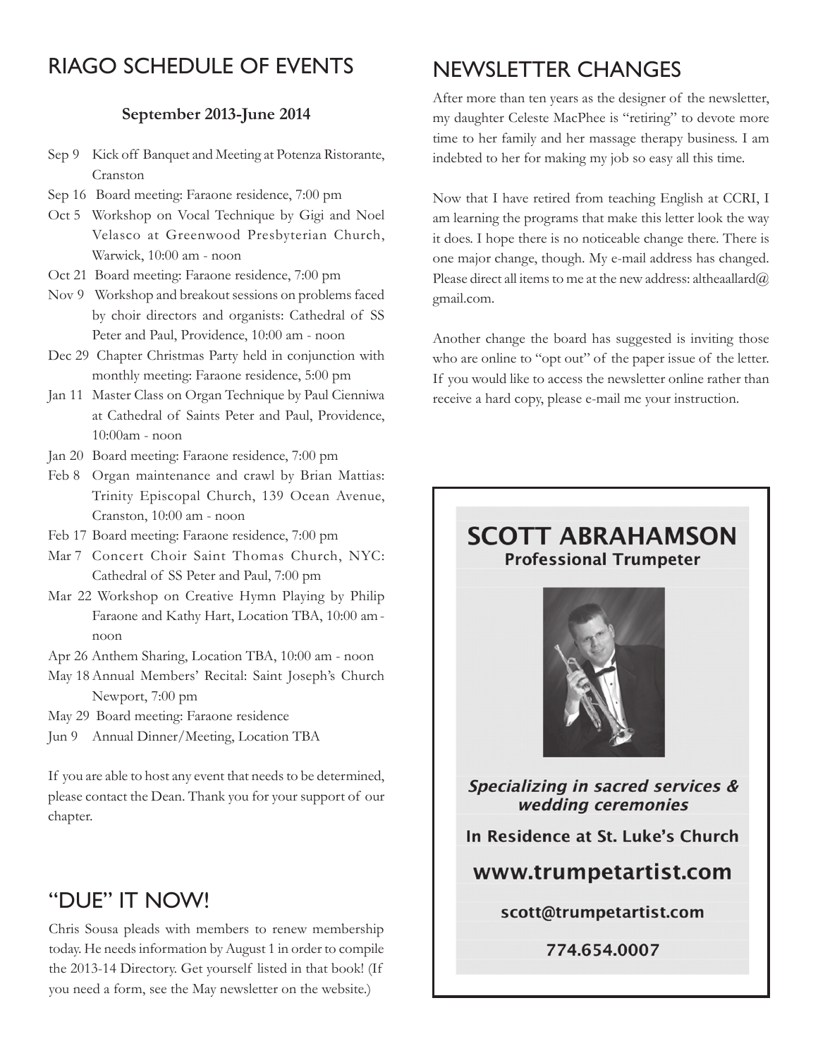## RIAGO SCHEDULE OF EVENTS

**September 2013-June 2014**

- Sep 9 Kick off Banquet and Meeting at Potenza Ristorante, Cranston
- Sep 16 Board meeting: Faraone residence, 7:00 pm
- Oct 5 Workshop on Vocal Technique by Gigi and Noel Velasco at Greenwood Presbyterian Church, Warwick, 10:00 am - noon
- Oct 21 Board meeting: Faraone residence, 7:00 pm
- Nov 9 Workshop and breakout sessions on problems faced by choir directors and organists: Cathedral of SS Peter and Paul, Providence, 10:00 am - noon
- Dec 29 Chapter Christmas Party held in conjunction with monthly meeting: Faraone residence, 5:00 pm
- Jan 11 Master Class on Organ Technique by Paul Cienniwa at Cathedral of Saints Peter and Paul, Providence, 10:00am - noon
- Jan 20 Board meeting: Faraone residence, 7:00 pm
- Feb 8 Organ maintenance and crawl by Brian Mattias: Trinity Episcopal Church, 139 Ocean Avenue, Cranston, 10:00 am - noon
- Feb 17 Board meeting: Faraone residence, 7:00 pm
- Mar 7 Concert Choir Saint Thomas Church, NYC: Cathedral of SS Peter and Paul, 7:00 pm
- Mar 22 Workshop on Creative Hymn Playing by Philip Faraone and Kathy Hart, Location TBA, 10:00 am - noon
- Apr 26 Anthem Sharing, Location TBA, 10:00 am - noon
- May 18 Annual Members' Recital: Saint Joseph's Church Newport, 7:00 pm
- May 29 Board meeting: Faraone residence
- Jun 9 Annual Dinner/Meeting, Location TBA

If you are able to host any event that needs to be determined, please contact the Dean. Thank you for your support of our chapter.

## "DUE" IT NOW!

Chris Sousa pleads with members to renew membership today. He needs information by August 1 in order to compile the 2013-14 Directory. Get yourself listed in that book! (If you need a form, see the May newsletter on the website.)

## NEWSLETTER CHANGES

After more than ten years as the designer of the newsletter, my daughter Celeste MacPhee is "retiring" to devote more time to her family and her massage therapy business. I am indebted to her for making my job so easy all this time.

Now that I have retired from teaching English at CCRI, I am learning the programs that make this letter look the way it does. I hope there is no noticeable change there. There is one major change, though. My e-mail address has changed. Please direct all items to me at the new address: altheaallard@gmail.com.

Another change the board has suggested is inviting those who are online to "opt out" of the paper issue of the letter. If you would like to access the newsletter online rather than receive a hard copy, please e-mail me your instruction.

**SCOTT ABRAHAMSON**
**Professional Trumpeter**

***Specializing in sacred services & wedding ceremonies***

**In Residence at St. Luke's Church**

**www.trumpetartist.com**

**scott@trumpetartist.com**

**774.654.0007**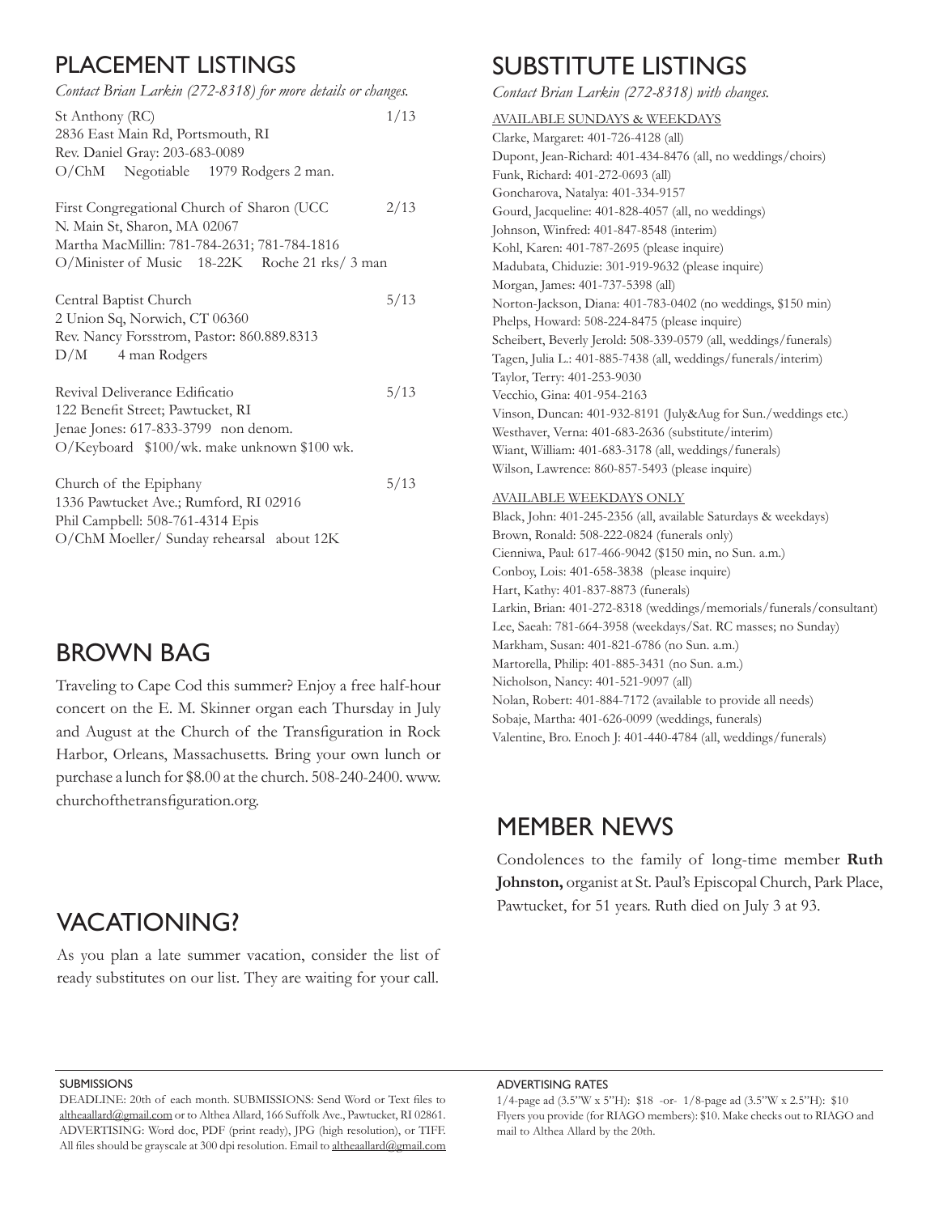## PLACEMENT LISTINGS

*Contact Brian Larkin (272-8318) for more details or changes.*

St Anthony (RC) 1/13
2836 East Main Rd, Portsmouth, RI
Rev. Daniel Gray: 203-683-0089
O/ChM Negotiable 1979 Rodgers 2 man.

First Congregational Church of Sharon (UCC 2/13
N. Main St, Sharon, MA 02067
Martha MacMillin: 781-784-2631; 781-784-1816
O/Minister of Music 18-22K Roche 21 rks/ 3 man

Central Baptist Church 5/13
2 Union Sq, Norwich, CT 06360
Rev. Nancy Forsstrom, Pastor: 860.889.8313
D/M 4 man Rodgers

Revival Deliverance Edificatio 5/13
122 Benefit Street; Pawtucket, RI
Jenae Jones: 617-833-3799 non denom.
O/Keyboard $100/wk. make unknown $100 wk.

Church of the Epiphany 5/13
1336 Pawtucket Ave.; Rumford, RI 02916
Phil Campbell: 508-761-4314 Epis
O/ChM Moeller/ Sunday rehearsal about 12K

## BROWN BAG

Traveling to Cape Cod this summer? Enjoy a free half-hour concert on the E. M. Skinner organ each Thursday in July and August at the Church of the Transfiguration in Rock Harbor, Orleans, Massachusetts. Bring your own lunch or purchase a lunch for $8.00 at the church. 508-240-2400. www.churchofthetransfiguration.org.

## VACATIONING?

As you plan a late summer vacation, consider the list of ready substitutes on our list. They are waiting for your call.

## SUBSTITUTE LISTINGS

*Contact Brian Larkin (272-8318) with changes.*

AVAILABLE SUNDAYS & WEEKDAYS

Clarke, Margaret: 401-726-4128 (all)
Dupont, Jean-Richard: 401-434-8476 (all, no weddings/choirs)
Funk, Richard: 401-272-0693 (all)
Goncharova, Natalya: 401-334-9157
Gourd, Jacqueline: 401-828-4057 (all, no weddings)
Johnson, Winfred: 401-847-8548 (interim)
Kohl, Karen: 401-787-2695 (please inquire)
Madubata, Chiduzie: 301-919-9632 (please inquire)
Morgan, James: 401-737-5398 (all)
Norton-Jackson, Diana: 401-783-0402 (no weddings, $150 min)
Phelps, Howard: 508-224-8475 (please inquire)
Scheibert, Beverly Jerold: 508-339-0579 (all, weddings/funerals)
Tagen, Julia L.: 401-885-7438 (all, weddings/funerals/interim)
Taylor, Terry: 401-253-9030
Vecchio, Gina: 401-954-2163
Vinson, Duncan: 401-932-8191 (July&Aug for Sun./weddings etc.)
Westhaver, Verna: 401-683-2636 (substitute/interim)
Wiant, William: 401-683-3178 (all, weddings/funerals)
Wilson, Lawrence: 860-857-5493 (please inquire)

AVAILABLE WEEKDAYS ONLY

Black, John: 401-245-2356 (all, available Saturdays & weekdays)
Brown, Ronald: 508-222-0824 (funerals only)
Cienniwa, Paul: 617-466-9042 ($150 min, no Sun. a.m.)
Conboy, Lois: 401-658-3838 (please inquire)
Hart, Kathy: 401-837-8873 (funerals)
Larkin, Brian: 401-272-8318 (weddings/memorials/funerals/consultant)
Lee, Saeah: 781-664-3958 (weekdays/Sat. RC masses; no Sunday)
Markham, Susan: 401-821-6786 (no Sun. a.m.)
Martorella, Philip: 401-885-3431 (no Sun. a.m.)
Nicholson, Nancy: 401-521-9097 (all)
Nolan, Robert: 401-884-7172 (available to provide all needs)
Sobaje, Martha: 401-626-0099 (weddings, funerals)
Valentine, Bro. Enoch J: 401-440-4784 (all, weddings/funerals)

## MEMBER NEWS

Condolences to the family of long-time member **Ruth Johnston,** organist at St. Paul's Episcopal Church, Park Place, Pawtucket, for 51 years. Ruth died on July 3 at 93.

SUBMISSIONS

DEADLINE: 20th of each month. SUBMISSIONS: Send Word or Text files to altheaallard@gmail.com or to Althea Allard, 166 Suffolk Ave., Pawtucket, RI 02861. ADVERTISING: Word doc, PDF (print ready), JPG (high resolution), or TIFF. All files should be grayscale at 300 dpi resolution. Email to altheaallard@gmail.com

ADVERTISING RATES

1/4-page ad (3.5"W x 5"H): $18 -or- 1/8-page ad (3.5"W x 2.5"H): $10
Flyers you provide (for RIAGO members): $10. Make checks out to RIAGO and mail to Althea Allard by the 20th.